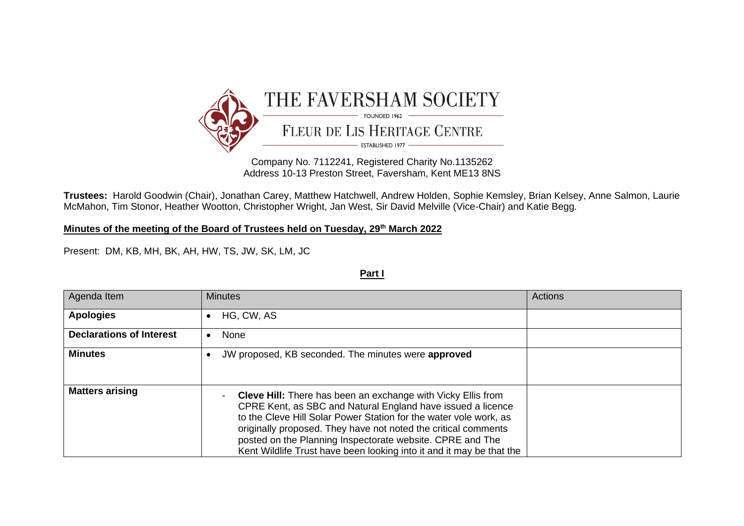# THE FAVERSHAM SOCIETY

FOUNDED 1962

## FLEUR DE LIS HERITAGE CENTRE

ESTABLISHED 1977

Company No. 7112241, Registered Charity No.1135262
Address 10-13 Preston Street, Faversham, Kent ME13 8NS

**Trustees:** Harold Goodwin (Chair), Jonathan Carey, Matthew Hatchwell, Andrew Holden, Sophie Kemsley, Brian Kelsey, Anne Salmon, Laurie McMahon, Tim Stonor, Heather Wootton, Christopher Wright, Jan West, Sir David Melville (Vice-Chair) and Katie Begg.

**Minutes of the meeting of the Board of Trustees held on Tuesday, 29th March 2022**

Present: DM, KB, MH, BK, AH, HW, TS, JW, SK, LM, JC

**Part I**

| Agenda Item | Minutes | Actions |
|---|---|---|
| **Apologies** | • HG, CW, AS | |
| **Declarations of Interest** | • None | |
| **Minutes** | • JW proposed, KB seconded. The minutes were **approved** | |
| **Matters arising** | - **Cleve Hill:** There has been an exchange with Vicky Ellis from CPRE Kent, as SBC and Natural England have issued a licence to the Cleve Hill Solar Power Station for the water vole work, as originally proposed. They have not noted the critical comments posted on the Planning Inspectorate website. CPRE and The Kent Wildlife Trust have been looking into it and it may be that the | |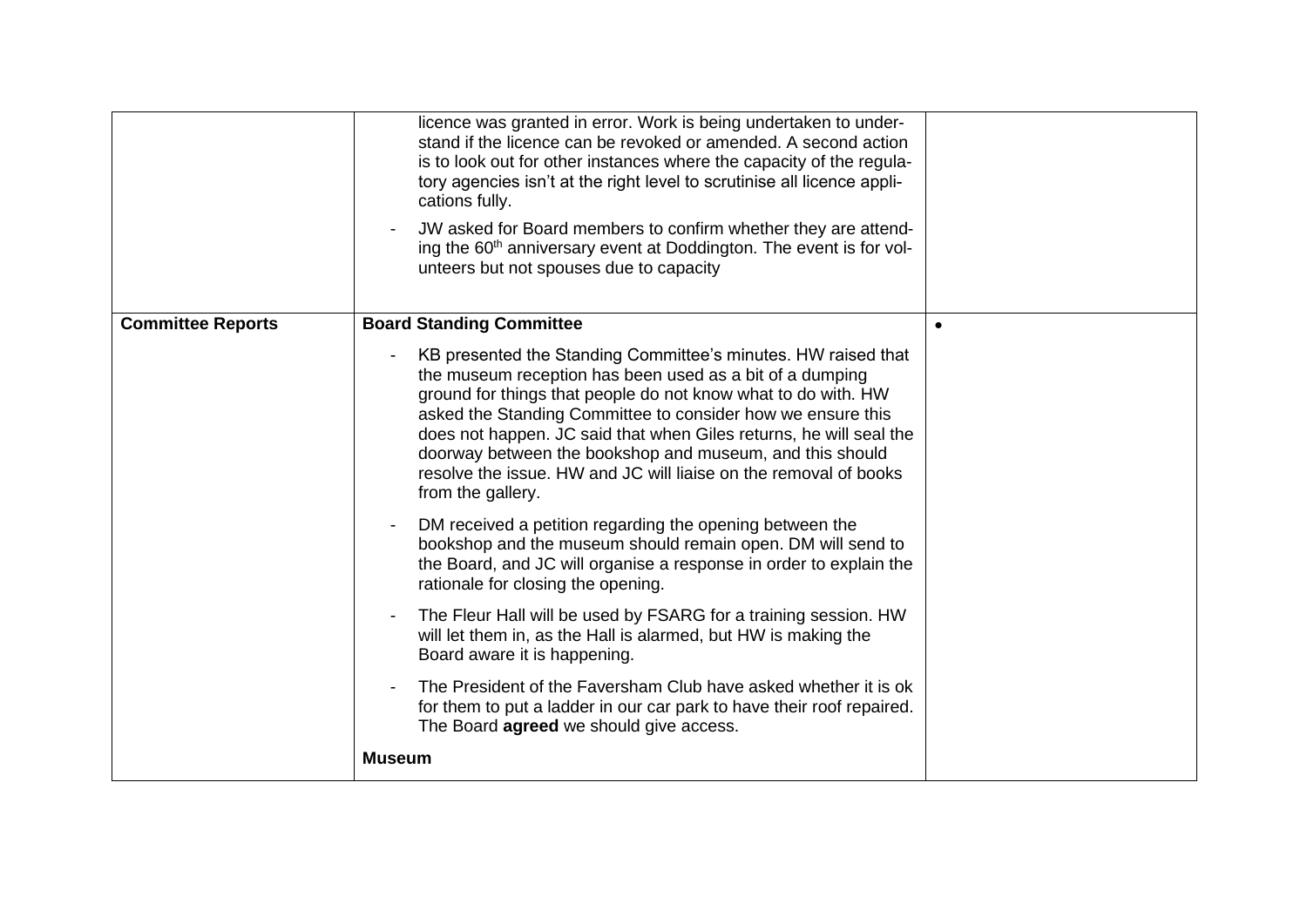| | | |
|---|---|---|
| | - licence was granted in error. Work is being undertaken to understand if the licence can be revoked or amended. A second action is to look out for other instances where the capacity of the regulatory agencies isn't at the right level to scrutinise all licence applications fully.<br><br>- JW asked for Board members to confirm whether they are attending the 60th anniversary event at Doddington. The event is for volunteers but not spouses due to capacity | |
| **Committee Reports** | **Board Standing Committee**<br><br>- KB presented the Standing Committee's minutes. HW raised that the museum reception has been used as a bit of a dumping ground for things that people do not know what to do with. HW asked the Standing Committee to consider how we ensure this does not happen. JC said that when Giles returns, he will seal the doorway between the bookshop and museum, and this should resolve the issue. HW and JC will liaise on the removal of books from the gallery.<br><br>- DM received a petition regarding the opening between the bookshop and the museum should remain open. DM will send to the Board, and JC will organise a response in order to explain the rationale for closing the opening.<br><br>- The Fleur Hall will be used by FSARG for a training session. HW will let them in, as the Hall is alarmed, but HW is making the Board aware it is happening.<br><br>- The President of the Faversham Club have asked whether it is ok for them to put a ladder in our car park to have their roof repaired. The Board **agreed** we should give access.<br><br>**Museum** | • |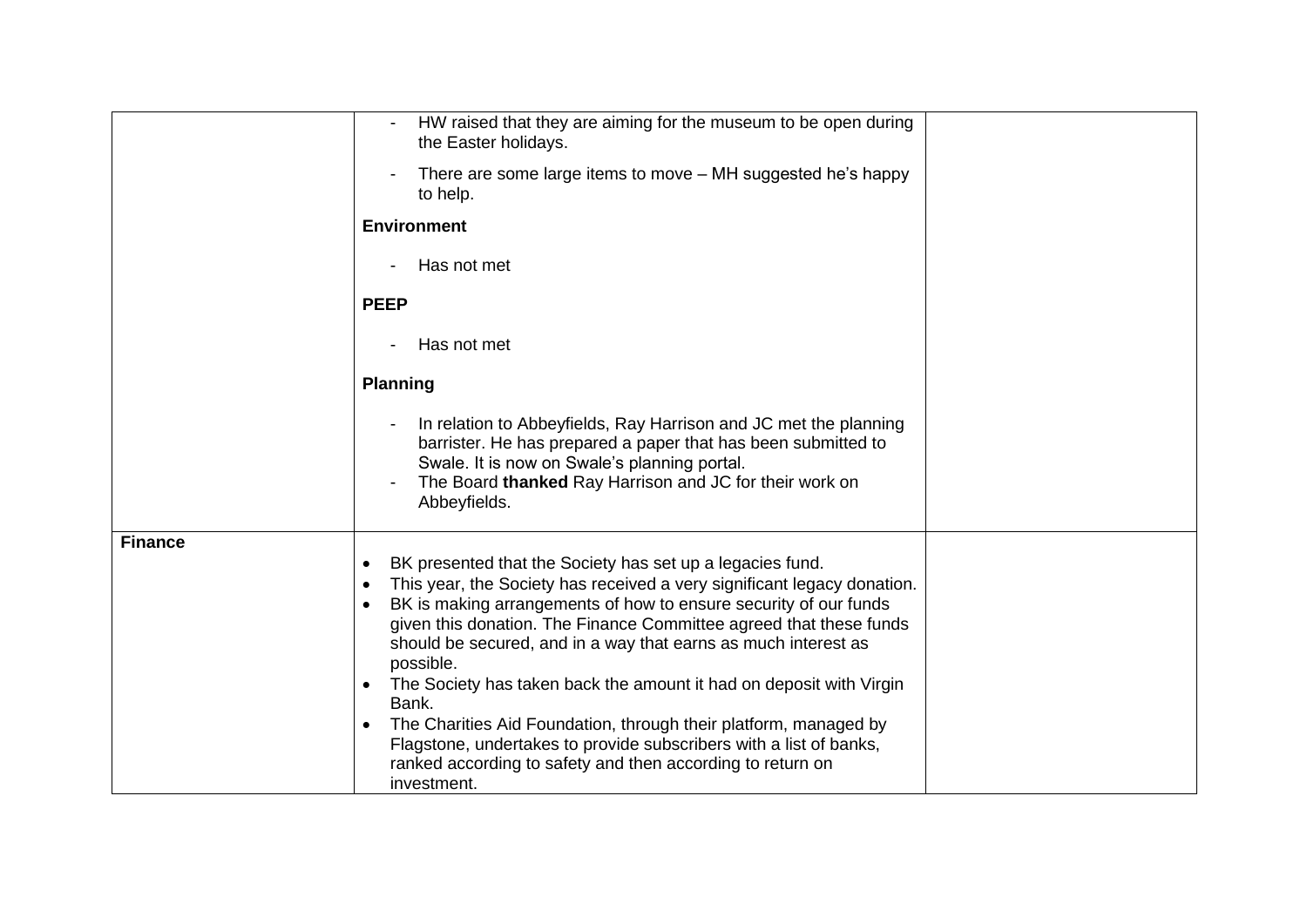| | | |
|---|---|---|
| | - HW raised that they are aiming for the museum to be open during the Easter holidays.<br>- There are some large items to move – MH suggested he's happy to help.<br><br>**Environment**<br><br>- Has not met<br><br>**PEEP**<br><br>- Has not met<br><br>**Planning**<br><br>- In relation to Abbeyfields, Ray Harrison and JC met the planning barrister. He has prepared a paper that has been submitted to Swale. It is now on Swale's planning portal.<br>- The Board **thanked** Ray Harrison and JC for their work on Abbeyfields. | |
| **Finance** | • BK presented that the Society has set up a legacies fund.<br>• This year, the Society has received a very significant legacy donation.<br>• BK is making arrangements of how to ensure security of our funds given this donation. The Finance Committee agreed that these funds should be secured, and in a way that earns as much interest as possible.<br>• The Society has taken back the amount it had on deposit with Virgin Bank.<br>• The Charities Aid Foundation, through their platform, managed by Flagstone, undertakes to provide subscribers with a list of banks, ranked according to safety and then according to return on investment. | |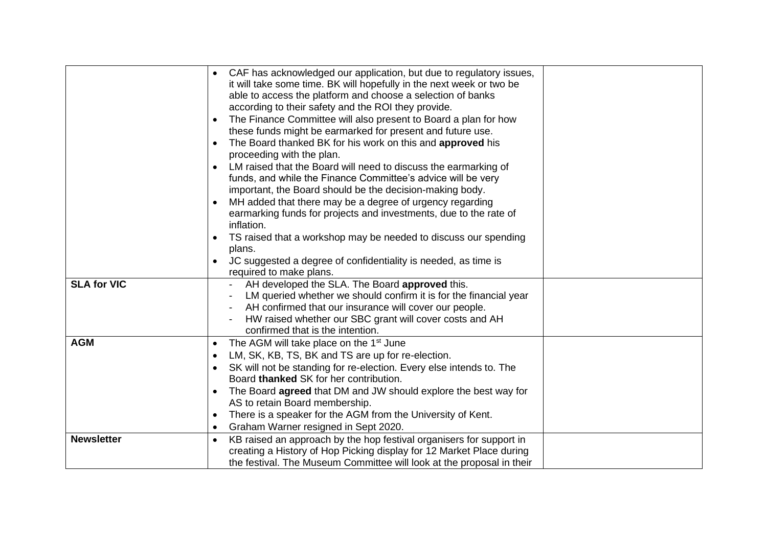| | | |
|---|---|---|
| | • CAF has acknowledged our application, but due to regulatory issues, it will take some time. BK will hopefully in the next week or two be able to access the platform and choose a selection of banks according to their safety and the ROI they provide.<br>• The Finance Committee will also present to Board a plan for how these funds might be earmarked for present and future use.<br>• The Board thanked BK for his work on this and **approved** his proceeding with the plan.<br>• LM raised that the Board will need to discuss the earmarking of funds, and while the Finance Committee's advice will be very important, the Board should be the decision-making body.<br>• MH added that there may be a degree of urgency regarding earmarking funds for projects and investments, due to the rate of inflation.<br>• TS raised that a workshop may be needed to discuss our spending plans.<br>• JC suggested a degree of confidentiality is needed, as time is required to make plans. | |
| **SLA for VIC** | - AH developed the SLA. The Board **approved** this.<br>- LM queried whether we should confirm it is for the financial year<br>- AH confirmed that our insurance will cover our people.<br>- HW raised whether our SBC grant will cover costs and AH confirmed that is the intention. | |
| **AGM** | • The AGM will take place on the 1st June<br>• LM, SK, KB, TS, BK and TS are up for re-election.<br>• SK will not be standing for re-election. Every else intends to. The Board **thanked** SK for her contribution.<br>• The Board **agreed** that DM and JW should explore the best way for AS to retain Board membership.<br>• There is a speaker for the AGM from the University of Kent.<br>• Graham Warner resigned in Sept 2020. | |
| **Newsletter** | • KB raised an approach by the hop festival organisers for support in creating a History of Hop Picking display for 12 Market Place during the festival. The Museum Committee will look at the proposal in their | |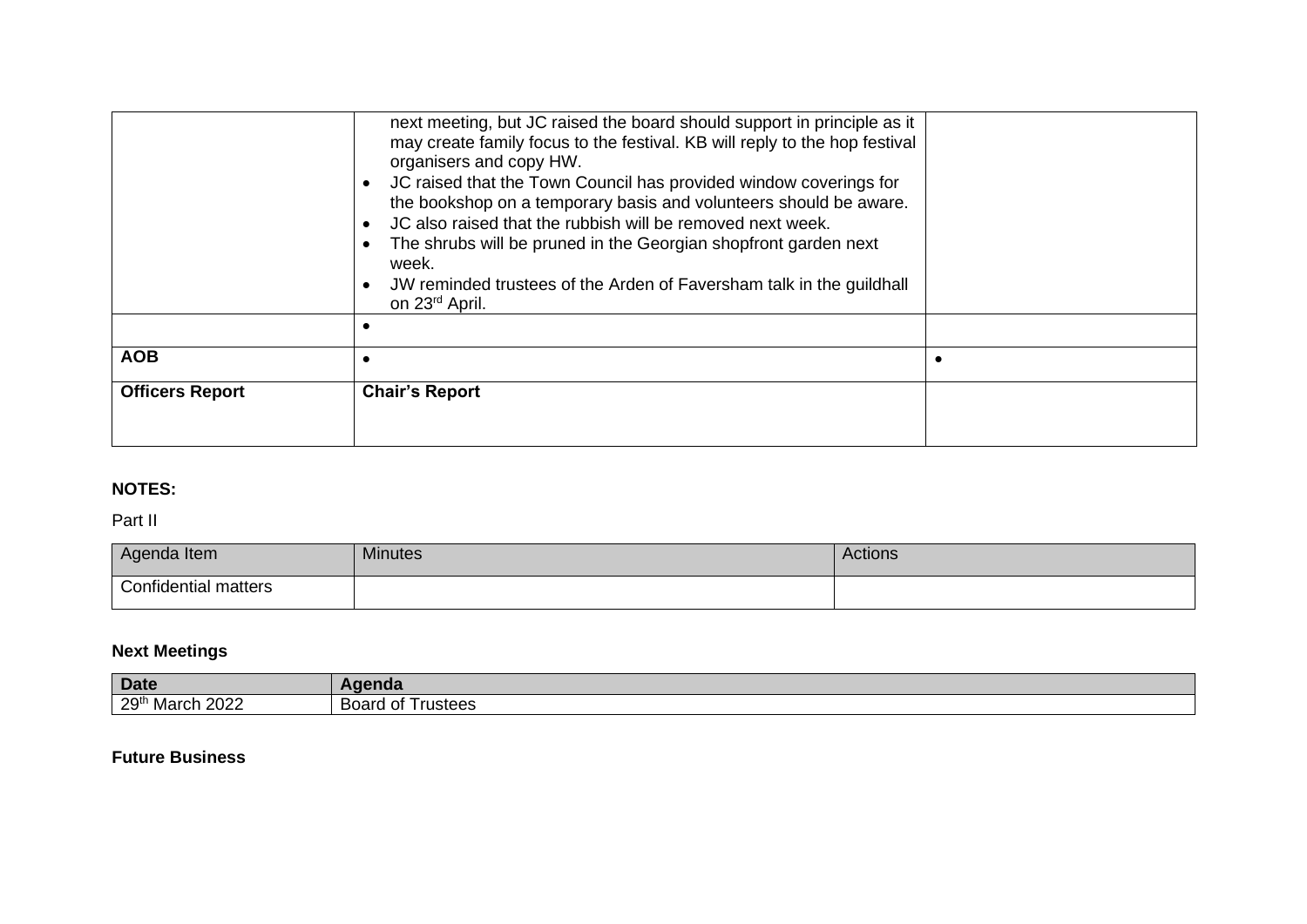| | | |
|---|---|---|
| | next meeting, but JC raised the board should support in principle as it may create family focus to the festival. KB will reply to the hop festival organisers and copy HW.<br>• JC raised that the Town Council has provided window coverings for the bookshop on a temporary basis and volunteers should be aware.<br>• JC also raised that the rubbish will be removed next week.<br>• The shrubs will be pruned in the Georgian shopfront garden next week.<br>• JW reminded trustees of the Arden of Faversham talk in the guildhall on 23rd April. | |
| | • | |
| **AOB** | • | • |
| **Officers Report** | **Chair's Report** | |

**NOTES:**

Part II

| Agenda Item | Minutes | Actions |
|---|---|---|
| Confidential matters | | |

**Next Meetings**

| Date | Agenda |
|---|---|
| 29th March 2022 | Board of Trustees |

**Future Business**